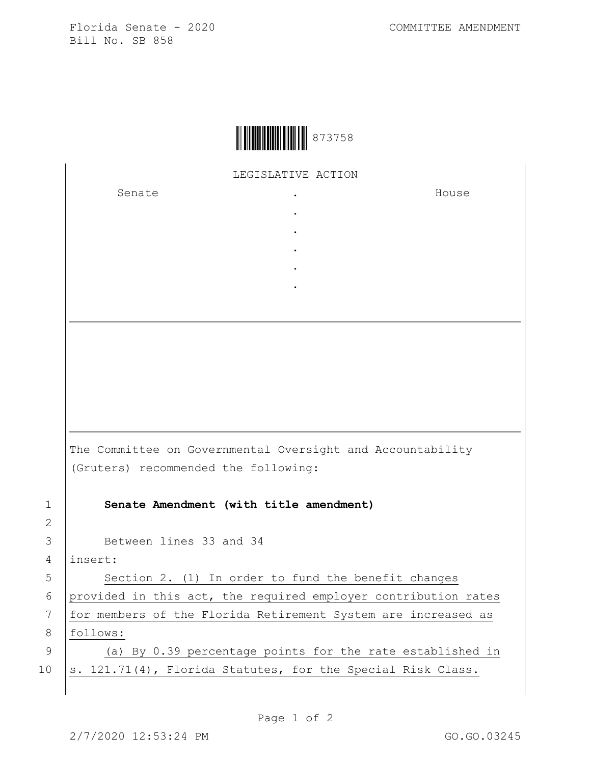873758

LEGISLATIVE ACTION

| Senate | . | House |
|---|---|---|
| | . | |
| | . | |
| | . | |
| | . | |
| | . | |

The Committee on Governmental Oversight and Accountability (Gruters) recommended the following:

**Senate Amendment (with title amendment)**

Between lines 33 and 34

insert:

Section 2. (1) In order to fund the benefit changes provided in this act, the required employer contribution rates for members of the Florida Retirement System are increased as follows:

(a) By 0.39 percentage points for the rate established in s. 121.71(4), Florida Statutes, for the Special Risk Class.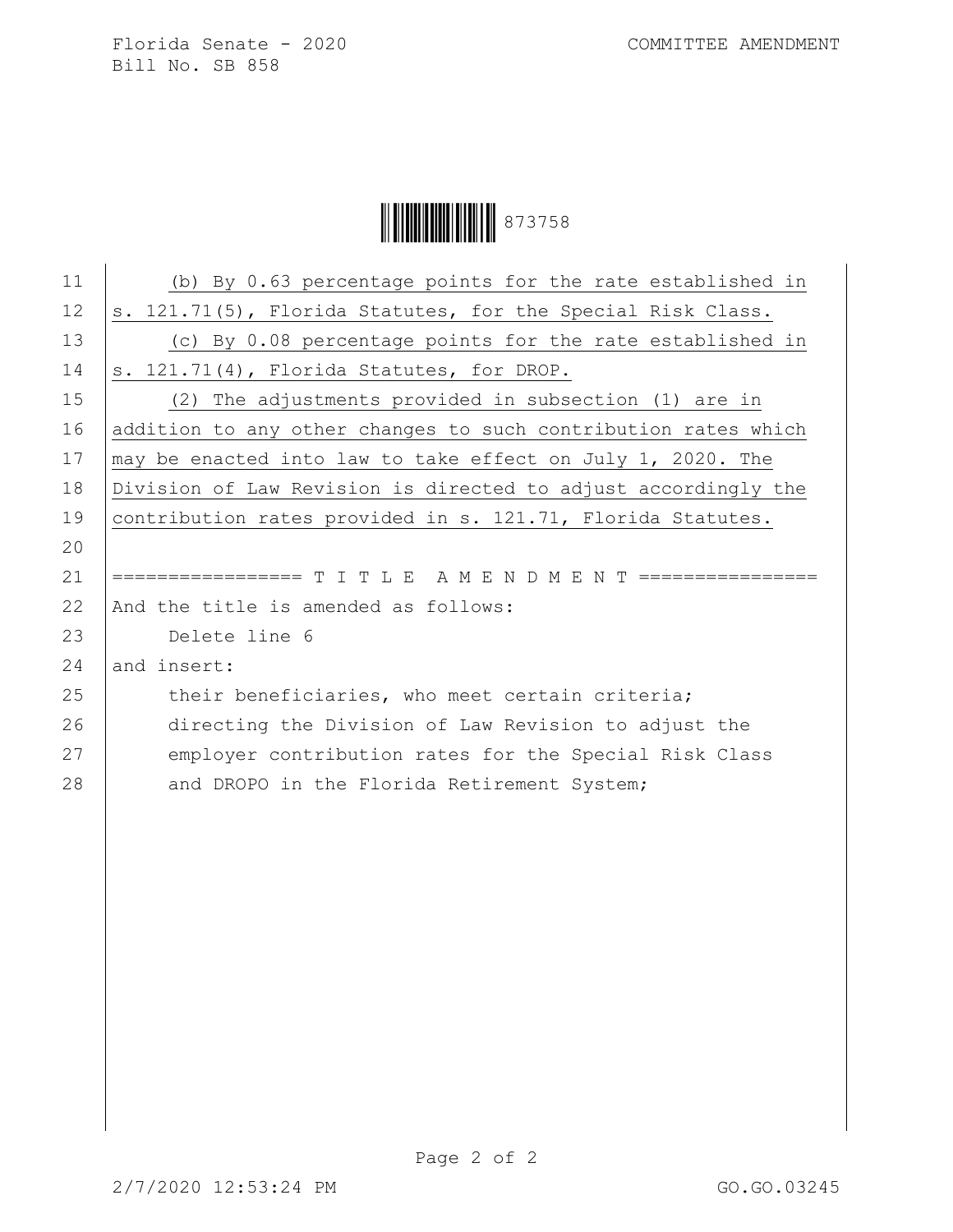(b) By 0.63 percentage points for the rate established in s. 121.71(5), Florida Statutes, for the Special Risk Class.

(c) By 0.08 percentage points for the rate established in s. 121.71(4), Florida Statutes, for DROP.

(2) The adjustments provided in subsection (1) are in addition to any other changes to such contribution rates which may be enacted into law to take effect on July 1, 2020. The Division of Law Revision is directed to adjust accordingly the contribution rates provided in s. 121.71, Florida Statutes.

================= T I T L E  A M E N D M E N T ================

And the title is amended as follows:

Delete line 6

and insert:

their beneficiaries, who meet certain criteria; directing the Division of Law Revision to adjust the employer contribution rates for the Special Risk Class and DROPO in the Florida Retirement System;